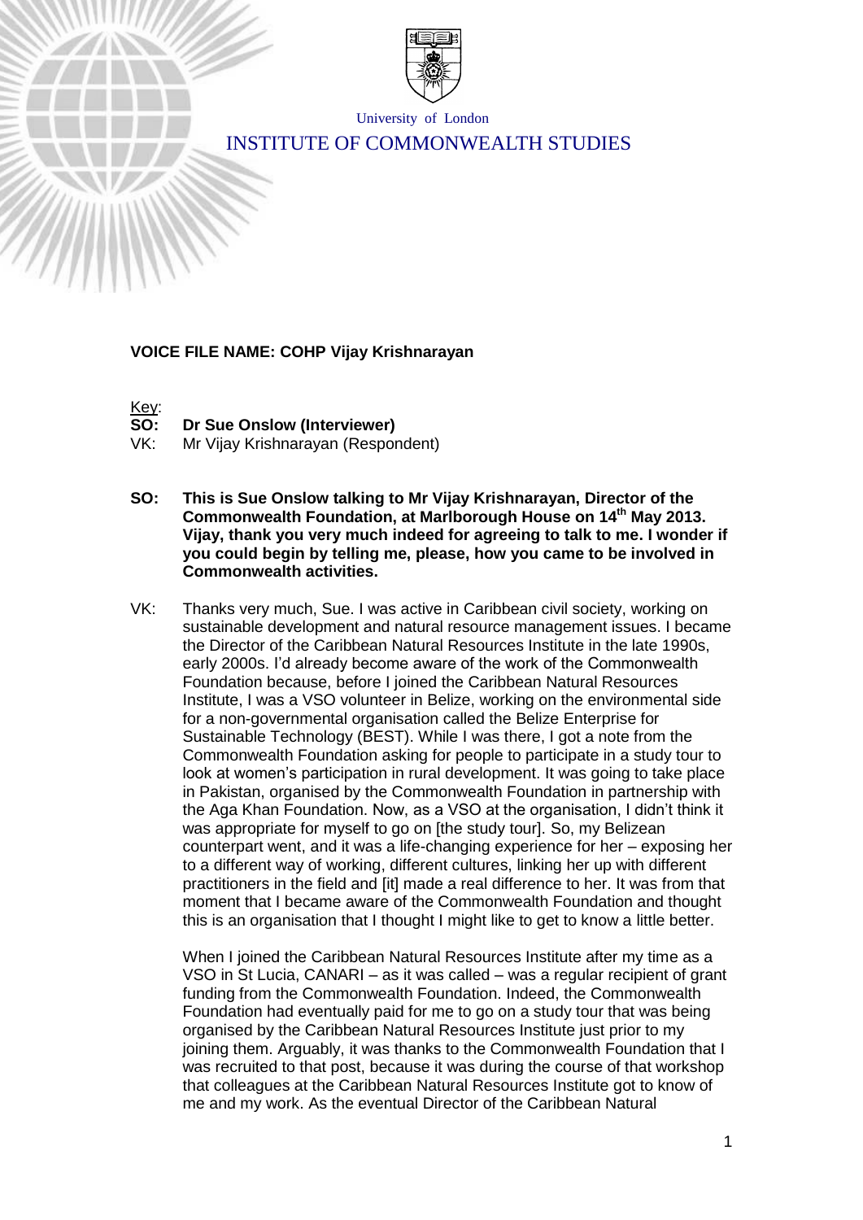University of London

INSTITUTE OF COMMONWEALTH STUDIES

**VOICE FILE NAME: COHP Vijay Krishnarayan**

Key:

**SO: Dr Sue Onslow (Interviewer)**

VK: Mr Vijay Krishnarayan (Respondent)

**SO: This is Sue Onslow talking to Mr Vijay Krishnarayan, Director of the Commonwealth Foundation, at Marlborough House on 14th May 2013. Vijay, thank you very much indeed for agreeing to talk to me. I wonder if you could begin by telling me, please, how you came to be involved in Commonwealth activities.**

VK: Thanks very much, Sue. I was active in Caribbean civil society, working on sustainable development and natural resource management issues. I became the Director of the Caribbean Natural Resources Institute in the late 1990s, early 2000s. I'd already become aware of the work of the Commonwealth Foundation because, before I joined the Caribbean Natural Resources Institute, I was a VSO volunteer in Belize, working on the environmental side for a non-governmental organisation called the Belize Enterprise for Sustainable Technology (BEST). While I was there, I got a note from the Commonwealth Foundation asking for people to participate in a study tour to look at women's participation in rural development. It was going to take place in Pakistan, organised by the Commonwealth Foundation in partnership with the Aga Khan Foundation. Now, as a VSO at the organisation, I didn't think it was appropriate for myself to go on [the study tour]. So, my Belizean counterpart went, and it was a life-changing experience for her – exposing her to a different way of working, different cultures, linking her up with different practitioners in the field and [it] made a real difference to her. It was from that moment that I became aware of the Commonwealth Foundation and thought this is an organisation that I thought I might like to get to know a little better.

When I joined the Caribbean Natural Resources Institute after my time as a VSO in St Lucia, CANARI – as it was called – was a regular recipient of grant funding from the Commonwealth Foundation. Indeed, the Commonwealth Foundation had eventually paid for me to go on a study tour that was being organised by the Caribbean Natural Resources Institute just prior to my joining them. Arguably, it was thanks to the Commonwealth Foundation that I was recruited to that post, because it was during the course of that workshop that colleagues at the Caribbean Natural Resources Institute got to know of me and my work. As the eventual Director of the Caribbean Natural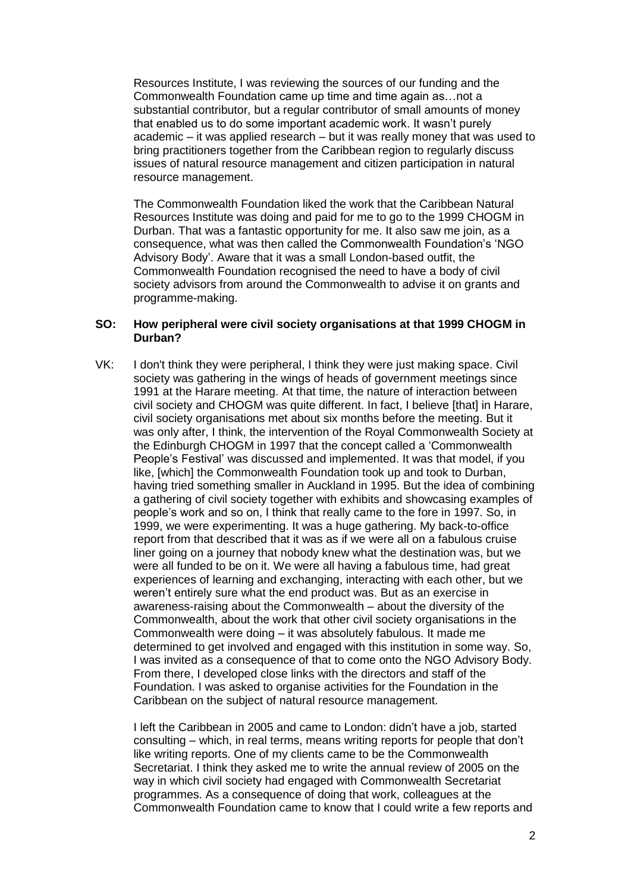Resources Institute, I was reviewing the sources of our funding and the Commonwealth Foundation came up time and time again as…not a substantial contributor, but a regular contributor of small amounts of money that enabled us to do some important academic work. It wasn't purely academic – it was applied research – but it was really money that was used to bring practitioners together from the Caribbean region to regularly discuss issues of natural resource management and citizen participation in natural resource management.

The Commonwealth Foundation liked the work that the Caribbean Natural Resources Institute was doing and paid for me to go to the 1999 CHOGM in Durban. That was a fantastic opportunity for me. It also saw me join, as a consequence, what was then called the Commonwealth Foundation's 'NGO Advisory Body'. Aware that it was a small London-based outfit, the Commonwealth Foundation recognised the need to have a body of civil society advisors from around the Commonwealth to advise it on grants and programme-making.

**SO: How peripheral were civil society organisations at that 1999 CHOGM in Durban?**

VK: I don't think they were peripheral, I think they were just making space. Civil society was gathering in the wings of heads of government meetings since 1991 at the Harare meeting. At that time, the nature of interaction between civil society and CHOGM was quite different. In fact, I believe [that] in Harare, civil society organisations met about six months before the meeting. But it was only after, I think, the intervention of the Royal Commonwealth Society at the Edinburgh CHOGM in 1997 that the concept called a 'Commonwealth People's Festival' was discussed and implemented. It was that model, if you like, [which] the Commonwealth Foundation took up and took to Durban, having tried something smaller in Auckland in 1995. But the idea of combining a gathering of civil society together with exhibits and showcasing examples of people's work and so on, I think that really came to the fore in 1997. So, in 1999, we were experimenting. It was a huge gathering. My back-to-office report from that described that it was as if we were all on a fabulous cruise liner going on a journey that nobody knew what the destination was, but we were all funded to be on it. We were all having a fabulous time, had great experiences of learning and exchanging, interacting with each other, but we weren't entirely sure what the end product was. But as an exercise in awareness-raising about the Commonwealth – about the diversity of the Commonwealth, about the work that other civil society organisations in the Commonwealth were doing – it was absolutely fabulous. It made me determined to get involved and engaged with this institution in some way. So, I was invited as a consequence of that to come onto the NGO Advisory Body. From there, I developed close links with the directors and staff of the Foundation. I was asked to organise activities for the Foundation in the Caribbean on the subject of natural resource management.

I left the Caribbean in 2005 and came to London: didn't have a job, started consulting – which, in real terms, means writing reports for people that don't like writing reports. One of my clients came to be the Commonwealth Secretariat. I think they asked me to write the annual review of 2005 on the way in which civil society had engaged with Commonwealth Secretariat programmes. As a consequence of doing that work, colleagues at the Commonwealth Foundation came to know that I could write a few reports and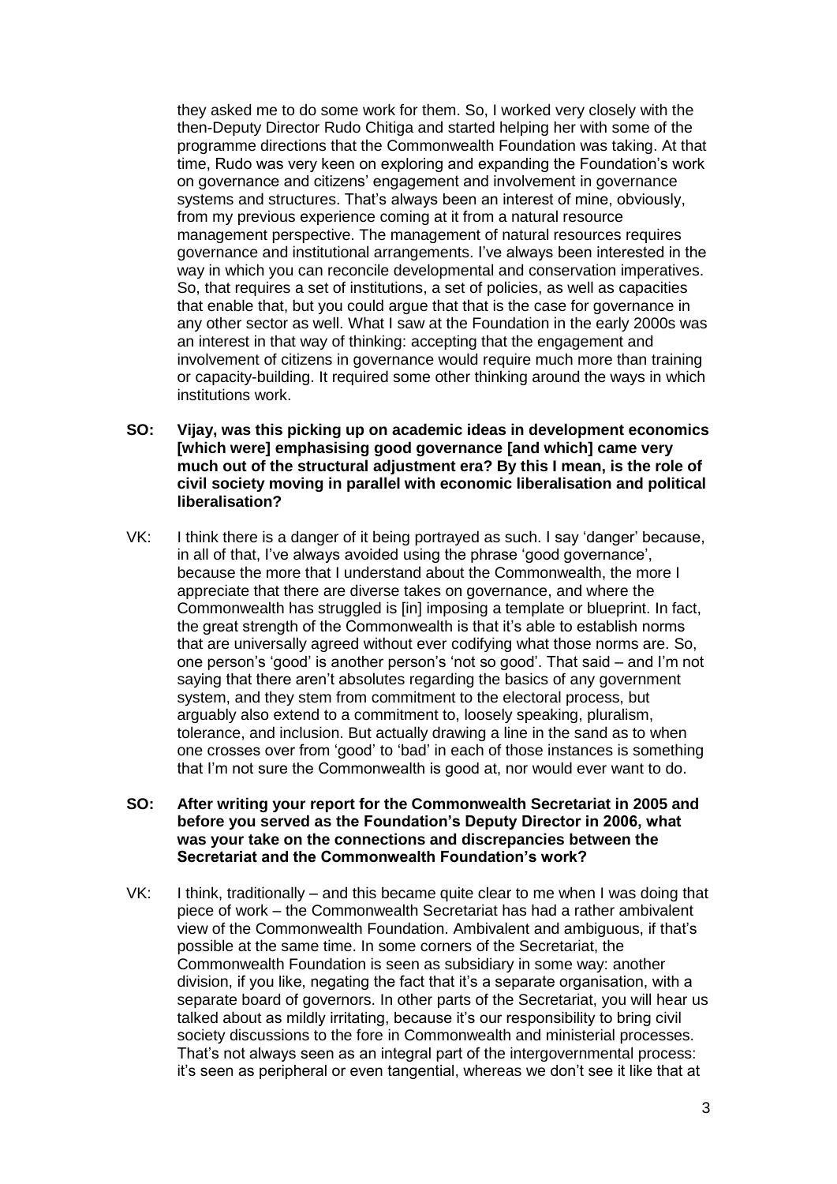they asked me to do some work for them. So, I worked very closely with the then-Deputy Director Rudo Chitiga and started helping her with some of the programme directions that the Commonwealth Foundation was taking. At that time, Rudo was very keen on exploring and expanding the Foundation's work on governance and citizens' engagement and involvement in governance systems and structures. That's always been an interest of mine, obviously, from my previous experience coming at it from a natural resource management perspective. The management of natural resources requires governance and institutional arrangements. I've always been interested in the way in which you can reconcile developmental and conservation imperatives. So, that requires a set of institutions, a set of policies, as well as capacities that enable that, but you could argue that that is the case for governance in any other sector as well. What I saw at the Foundation in the early 2000s was an interest in that way of thinking: accepting that the engagement and involvement of citizens in governance would require much more than training or capacity-building. It required some other thinking around the ways in which institutions work.

**SO: Vijay, was this picking up on academic ideas in development economics [which were] emphasising good governance [and which] came very much out of the structural adjustment era? By this I mean, is the role of civil society moving in parallel with economic liberalisation and political liberalisation?**

VK: I think there is a danger of it being portrayed as such. I say 'danger' because, in all of that, I've always avoided using the phrase 'good governance', because the more that I understand about the Commonwealth, the more I appreciate that there are diverse takes on governance, and where the Commonwealth has struggled is [in] imposing a template or blueprint. In fact, the great strength of the Commonwealth is that it's able to establish norms that are universally agreed without ever codifying what those norms are. So, one person's 'good' is another person's 'not so good'. That said – and I'm not saying that there aren't absolutes regarding the basics of any government system, and they stem from commitment to the electoral process, but arguably also extend to a commitment to, loosely speaking, pluralism, tolerance, and inclusion. But actually drawing a line in the sand as to when one crosses over from 'good' to 'bad' in each of those instances is something that I'm not sure the Commonwealth is good at, nor would ever want to do.

**SO: After writing your report for the Commonwealth Secretariat in 2005 and before you served as the Foundation's Deputy Director in 2006, what was your take on the connections and discrepancies between the Secretariat and the Commonwealth Foundation's work?**

VK: I think, traditionally – and this became quite clear to me when I was doing that piece of work – the Commonwealth Secretariat has had a rather ambivalent view of the Commonwealth Foundation. Ambivalent and ambiguous, if that's possible at the same time. In some corners of the Secretariat, the Commonwealth Foundation is seen as subsidiary in some way: another division, if you like, negating the fact that it's a separate organisation, with a separate board of governors. In other parts of the Secretariat, you will hear us talked about as mildly irritating, because it's our responsibility to bring civil society discussions to the fore in Commonwealth and ministerial processes. That's not always seen as an integral part of the intergovernmental process: it's seen as peripheral or even tangential, whereas we don't see it like that at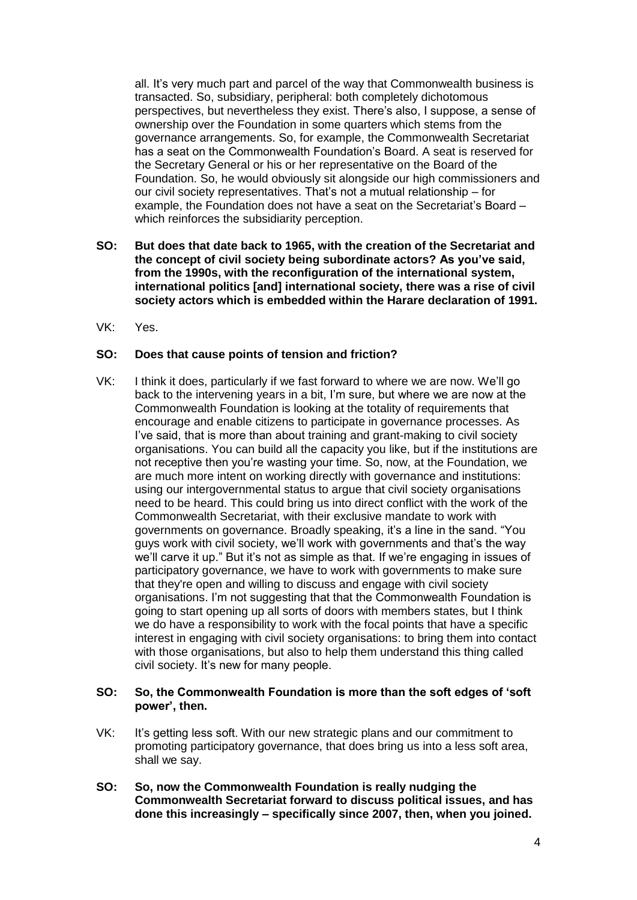all. It's very much part and parcel of the way that Commonwealth business is transacted. So, subsidiary, peripheral: both completely dichotomous perspectives, but nevertheless they exist. There's also, I suppose, a sense of ownership over the Foundation in some quarters which stems from the governance arrangements. So, for example, the Commonwealth Secretariat has a seat on the Commonwealth Foundation's Board. A seat is reserved for the Secretary General or his or her representative on the Board of the Foundation. So, he would obviously sit alongside our high commissioners and our civil society representatives. That's not a mutual relationship – for example, the Foundation does not have a seat on the Secretariat's Board – which reinforces the subsidiarity perception.

**SO: But does that date back to 1965, with the creation of the Secretariat and the concept of civil society being subordinate actors? As you've said, from the 1990s, with the reconfiguration of the international system, international politics [and] international society, there was a rise of civil society actors which is embedded within the Harare declaration of 1991.**

VK: Yes.

**SO: Does that cause points of tension and friction?**

VK: I think it does, particularly if we fast forward to where we are now. We'll go back to the intervening years in a bit, I'm sure, but where we are now at the Commonwealth Foundation is looking at the totality of requirements that encourage and enable citizens to participate in governance processes. As I've said, that is more than about training and grant-making to civil society organisations. You can build all the capacity you like, but if the institutions are not receptive then you're wasting your time. So, now, at the Foundation, we are much more intent on working directly with governance and institutions: using our intergovernmental status to argue that civil society organisations need to be heard. This could bring us into direct conflict with the work of the Commonwealth Secretariat, with their exclusive mandate to work with governments on governance. Broadly speaking, it's a line in the sand. "You guys work with civil society, we'll work with governments and that's the way we'll carve it up." But it's not as simple as that. If we're engaging in issues of participatory governance, we have to work with governments to make sure that they're open and willing to discuss and engage with civil society organisations. I'm not suggesting that that the Commonwealth Foundation is going to start opening up all sorts of doors with members states, but I think we do have a responsibility to work with the focal points that have a specific interest in engaging with civil society organisations: to bring them into contact with those organisations, but also to help them understand this thing called civil society. It's new for many people.

**SO: So, the Commonwealth Foundation is more than the soft edges of 'soft power', then.**

VK: It's getting less soft. With our new strategic plans and our commitment to promoting participatory governance, that does bring us into a less soft area, shall we say.

**SO: So, now the Commonwealth Foundation is really nudging the Commonwealth Secretariat forward to discuss political issues, and has done this increasingly – specifically since 2007, then, when you joined.**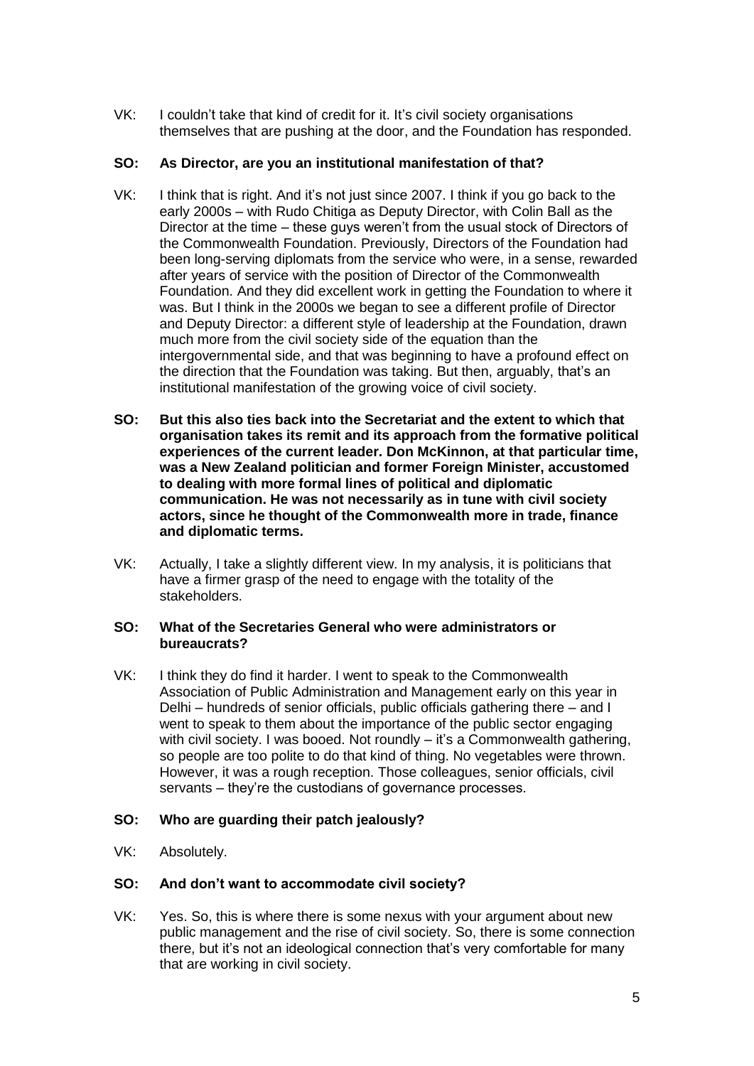VK: I couldn't take that kind of credit for it. It's civil society organisations themselves that are pushing at the door, and the Foundation has responded.

**SO: As Director, are you an institutional manifestation of that?**

VK: I think that is right. And it's not just since 2007. I think if you go back to the early 2000s – with Rudo Chitiga as Deputy Director, with Colin Ball as the Director at the time – these guys weren't from the usual stock of Directors of the Commonwealth Foundation. Previously, Directors of the Foundation had been long-serving diplomats from the service who were, in a sense, rewarded after years of service with the position of Director of the Commonwealth Foundation. And they did excellent work in getting the Foundation to where it was. But I think in the 2000s we began to see a different profile of Director and Deputy Director: a different style of leadership at the Foundation, drawn much more from the civil society side of the equation than the intergovernmental side, and that was beginning to have a profound effect on the direction that the Foundation was taking. But then, arguably, that's an institutional manifestation of the growing voice of civil society.

**SO: But this also ties back into the Secretariat and the extent to which that organisation takes its remit and its approach from the formative political experiences of the current leader. Don McKinnon, at that particular time, was a New Zealand politician and former Foreign Minister, accustomed to dealing with more formal lines of political and diplomatic communication. He was not necessarily as in tune with civil society actors, since he thought of the Commonwealth more in trade, finance and diplomatic terms.**

VK: Actually, I take a slightly different view. In my analysis, it is politicians that have a firmer grasp of the need to engage with the totality of the stakeholders.

**SO: What of the Secretaries General who were administrators or bureaucrats?**

VK: I think they do find it harder. I went to speak to the Commonwealth Association of Public Administration and Management early on this year in Delhi – hundreds of senior officials, public officials gathering there – and I went to speak to them about the importance of the public sector engaging with civil society. I was booed. Not roundly – it's a Commonwealth gathering, so people are too polite to do that kind of thing. No vegetables were thrown. However, it was a rough reception. Those colleagues, senior officials, civil servants – they're the custodians of governance processes.

**SO: Who are guarding their patch jealously?**

VK: Absolutely.

**SO: And don't want to accommodate civil society?**

VK: Yes. So, this is where there is some nexus with your argument about new public management and the rise of civil society. So, there is some connection there, but it's not an ideological connection that's very comfortable for many that are working in civil society.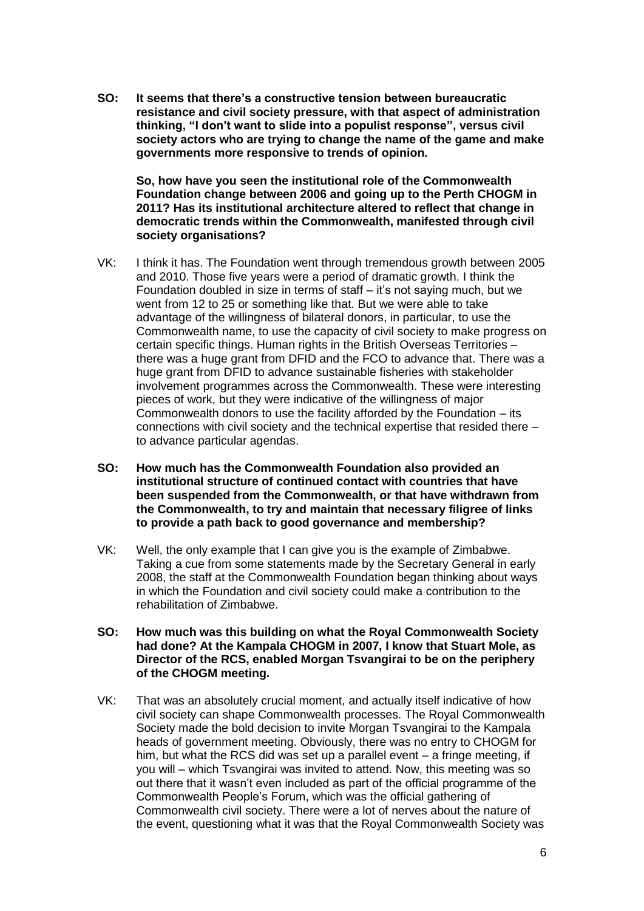**SO: It seems that there's a constructive tension between bureaucratic resistance and civil society pressure, with that aspect of administration thinking, "I don't want to slide into a populist response", versus civil society actors who are trying to change the name of the game and make governments more responsive to trends of opinion.**

**So, how have you seen the institutional role of the Commonwealth Foundation change between 2006 and going up to the Perth CHOGM in 2011? Has its institutional architecture altered to reflect that change in democratic trends within the Commonwealth, manifested through civil society organisations?**

VK: I think it has. The Foundation went through tremendous growth between 2005 and 2010. Those five years were a period of dramatic growth. I think the Foundation doubled in size in terms of staff – it's not saying much, but we went from 12 to 25 or something like that. But we were able to take advantage of the willingness of bilateral donors, in particular, to use the Commonwealth name, to use the capacity of civil society to make progress on certain specific things. Human rights in the British Overseas Territories – there was a huge grant from DFID and the FCO to advance that. There was a huge grant from DFID to advance sustainable fisheries with stakeholder involvement programmes across the Commonwealth. These were interesting pieces of work, but they were indicative of the willingness of major Commonwealth donors to use the facility afforded by the Foundation – its connections with civil society and the technical expertise that resided there – to advance particular agendas.

**SO: How much has the Commonwealth Foundation also provided an institutional structure of continued contact with countries that have been suspended from the Commonwealth, or that have withdrawn from the Commonwealth, to try and maintain that necessary filigree of links to provide a path back to good governance and membership?**

VK: Well, the only example that I can give you is the example of Zimbabwe. Taking a cue from some statements made by the Secretary General in early 2008, the staff at the Commonwealth Foundation began thinking about ways in which the Foundation and civil society could make a contribution to the rehabilitation of Zimbabwe.

**SO: How much was this building on what the Royal Commonwealth Society had done? At the Kampala CHOGM in 2007, I know that Stuart Mole, as Director of the RCS, enabled Morgan Tsvangirai to be on the periphery of the CHOGM meeting.**

VK: That was an absolutely crucial moment, and actually itself indicative of how civil society can shape Commonwealth processes. The Royal Commonwealth Society made the bold decision to invite Morgan Tsvangirai to the Kampala heads of government meeting. Obviously, there was no entry to CHOGM for him, but what the RCS did was set up a parallel event – a fringe meeting, if you will – which Tsvangirai was invited to attend. Now, this meeting was so out there that it wasn't even included as part of the official programme of the Commonwealth People's Forum, which was the official gathering of Commonwealth civil society. There were a lot of nerves about the nature of the event, questioning what it was that the Royal Commonwealth Society was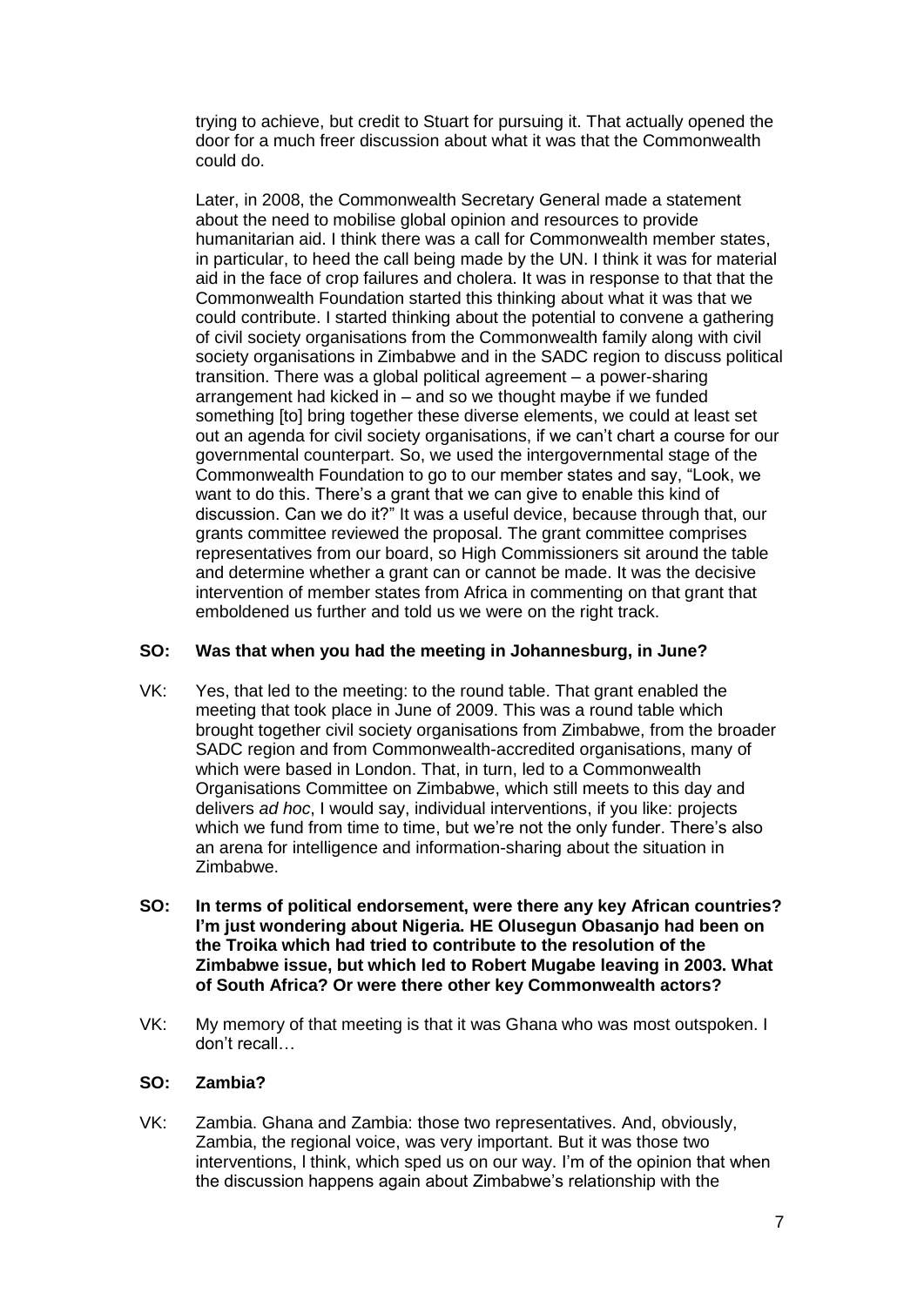trying to achieve, but credit to Stuart for pursuing it. That actually opened the door for a much freer discussion about what it was that the Commonwealth could do.

Later, in 2008, the Commonwealth Secretary General made a statement about the need to mobilise global opinion and resources to provide humanitarian aid. I think there was a call for Commonwealth member states, in particular, to heed the call being made by the UN. I think it was for material aid in the face of crop failures and cholera. It was in response to that that the Commonwealth Foundation started this thinking about what it was that we could contribute. I started thinking about the potential to convene a gathering of civil society organisations from the Commonwealth family along with civil society organisations in Zimbabwe and in the SADC region to discuss political transition. There was a global political agreement – a power-sharing arrangement had kicked in – and so we thought maybe if we funded something [to] bring together these diverse elements, we could at least set out an agenda for civil society organisations, if we can't chart a course for our governmental counterpart. So, we used the intergovernmental stage of the Commonwealth Foundation to go to our member states and say, "Look, we want to do this. There's a grant that we can give to enable this kind of discussion. Can we do it?" It was a useful device, because through that, our grants committee reviewed the proposal. The grant committee comprises representatives from our board, so High Commissioners sit around the table and determine whether a grant can or cannot be made. It was the decisive intervention of member states from Africa in commenting on that grant that emboldened us further and told us we were on the right track.

**SO: Was that when you had the meeting in Johannesburg, in June?**

VK: Yes, that led to the meeting: to the round table. That grant enabled the meeting that took place in June of 2009. This was a round table which brought together civil society organisations from Zimbabwe, from the broader SADC region and from Commonwealth-accredited organisations, many of which were based in London. That, in turn, led to a Commonwealth Organisations Committee on Zimbabwe, which still meets to this day and delivers *ad hoc*, I would say, individual interventions, if you like: projects which we fund from time to time, but we're not the only funder. There's also an arena for intelligence and information-sharing about the situation in Zimbabwe.

**SO: In terms of political endorsement, were there any key African countries? I'm just wondering about Nigeria. HE Olusegun Obasanjo had been on the Troika which had tried to contribute to the resolution of the Zimbabwe issue, but which led to Robert Mugabe leaving in 2003. What of South Africa? Or were there other key Commonwealth actors?**

VK: My memory of that meeting is that it was Ghana who was most outspoken. I don't recall…

**SO: Zambia?**

VK: Zambia. Ghana and Zambia: those two representatives. And, obviously, Zambia, the regional voice, was very important. But it was those two interventions, I think, which sped us on our way. I'm of the opinion that when the discussion happens again about Zimbabwe's relationship with the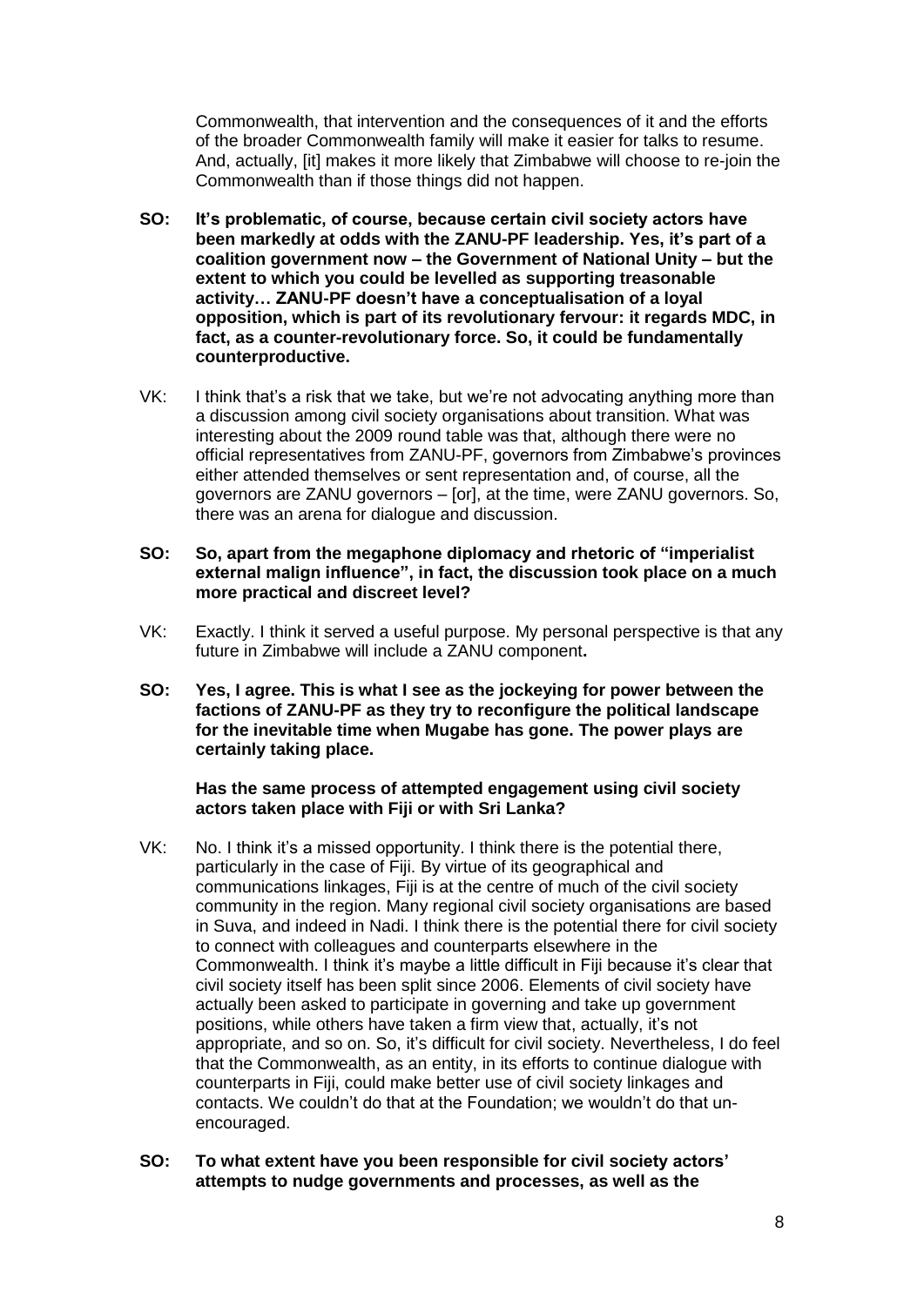Commonwealth, that intervention and the consequences of it and the efforts of the broader Commonwealth family will make it easier for talks to resume. And, actually, [it] makes it more likely that Zimbabwe will choose to re-join the Commonwealth than if those things did not happen.

**SO: It's problematic, of course, because certain civil society actors have been markedly at odds with the ZANU-PF leadership. Yes, it's part of a coalition government now – the Government of National Unity – but the extent to which you could be levelled as supporting treasonable activity… ZANU-PF doesn't have a conceptualisation of a loyal opposition, which is part of its revolutionary fervour: it regards MDC, in fact, as a counter-revolutionary force. So, it could be fundamentally counterproductive.**

VK: I think that's a risk that we take, but we're not advocating anything more than a discussion among civil society organisations about transition. What was interesting about the 2009 round table was that, although there were no official representatives from ZANU-PF, governors from Zimbabwe's provinces either attended themselves or sent representation and, of course, all the governors are ZANU governors – [or], at the time, were ZANU governors. So, there was an arena for dialogue and discussion.

**SO: So, apart from the megaphone diplomacy and rhetoric of "imperialist external malign influence", in fact, the discussion took place on a much more practical and discreet level?**

VK: Exactly. I think it served a useful purpose. My personal perspective is that any future in Zimbabwe will include a ZANU component**.**

**SO: Yes, I agree. This is what I see as the jockeying for power between the factions of ZANU-PF as they try to reconfigure the political landscape for the inevitable time when Mugabe has gone. The power plays are certainly taking place.**

**Has the same process of attempted engagement using civil society actors taken place with Fiji or with Sri Lanka?**

VK: No. I think it's a missed opportunity. I think there is the potential there, particularly in the case of Fiji. By virtue of its geographical and communications linkages, Fiji is at the centre of much of the civil society community in the region. Many regional civil society organisations are based in Suva, and indeed in Nadi. I think there is the potential there for civil society to connect with colleagues and counterparts elsewhere in the Commonwealth. I think it's maybe a little difficult in Fiji because it's clear that civil society itself has been split since 2006. Elements of civil society have actually been asked to participate in governing and take up government positions, while others have taken a firm view that, actually, it's not appropriate, and so on. So, it's difficult for civil society. Nevertheless, I do feel that the Commonwealth, as an entity, in its efforts to continue dialogue with counterparts in Fiji, could make better use of civil society linkages and contacts. We couldn't do that at the Foundation; we wouldn't do that un-encouraged.

**SO: To what extent have you been responsible for civil society actors' attempts to nudge governments and processes, as well as the**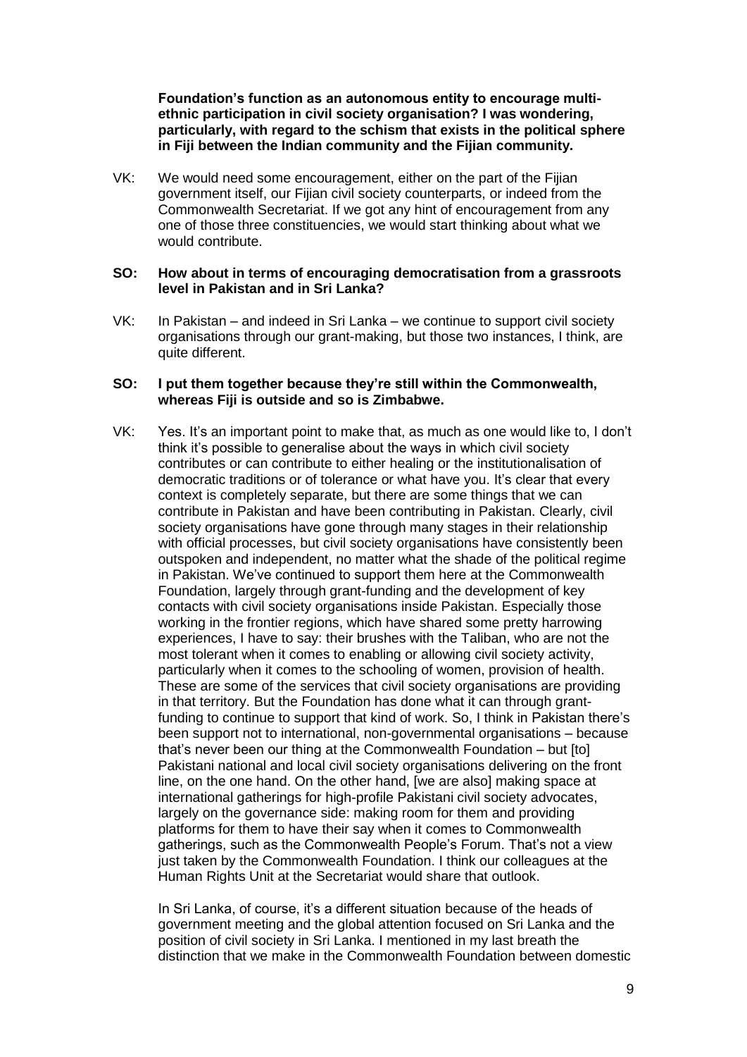**Foundation's function as an autonomous entity to encourage multi-ethnic participation in civil society organisation? I was wondering, particularly, with regard to the schism that exists in the political sphere in Fiji between the Indian community and the Fijian community.**

VK: We would need some encouragement, either on the part of the Fijian government itself, our Fijian civil society counterparts, or indeed from the Commonwealth Secretariat. If we got any hint of encouragement from any one of those three constituencies, we would start thinking about what we would contribute.

**SO: How about in terms of encouraging democratisation from a grassroots level in Pakistan and in Sri Lanka?**

VK: In Pakistan – and indeed in Sri Lanka – we continue to support civil society organisations through our grant-making, but those two instances, I think, are quite different.

**SO: I put them together because they're still within the Commonwealth, whereas Fiji is outside and so is Zimbabwe.**

VK: Yes. It's an important point to make that, as much as one would like to, I don't think it's possible to generalise about the ways in which civil society contributes or can contribute to either healing or the institutionalisation of democratic traditions or of tolerance or what have you. It's clear that every context is completely separate, but there are some things that we can contribute in Pakistan and have been contributing in Pakistan. Clearly, civil society organisations have gone through many stages in their relationship with official processes, but civil society organisations have consistently been outspoken and independent, no matter what the shade of the political regime in Pakistan. We've continued to support them here at the Commonwealth Foundation, largely through grant-funding and the development of key contacts with civil society organisations inside Pakistan. Especially those working in the frontier regions, which have shared some pretty harrowing experiences, I have to say: their brushes with the Taliban, who are not the most tolerant when it comes to enabling or allowing civil society activity, particularly when it comes to the schooling of women, provision of health. These are some of the services that civil society organisations are providing in that territory. But the Foundation has done what it can through grant-funding to continue to support that kind of work. So, I think in Pakistan there's been support not to international, non-governmental organisations – because that's never been our thing at the Commonwealth Foundation – but [to] Pakistani national and local civil society organisations delivering on the front line, on the one hand. On the other hand, [we are also] making space at international gatherings for high-profile Pakistani civil society advocates, largely on the governance side: making room for them and providing platforms for them to have their say when it comes to Commonwealth gatherings, such as the Commonwealth People's Forum. That's not a view just taken by the Commonwealth Foundation. I think our colleagues at the Human Rights Unit at the Secretariat would share that outlook.

In Sri Lanka, of course, it's a different situation because of the heads of government meeting and the global attention focused on Sri Lanka and the position of civil society in Sri Lanka. I mentioned in my last breath the distinction that we make in the Commonwealth Foundation between domestic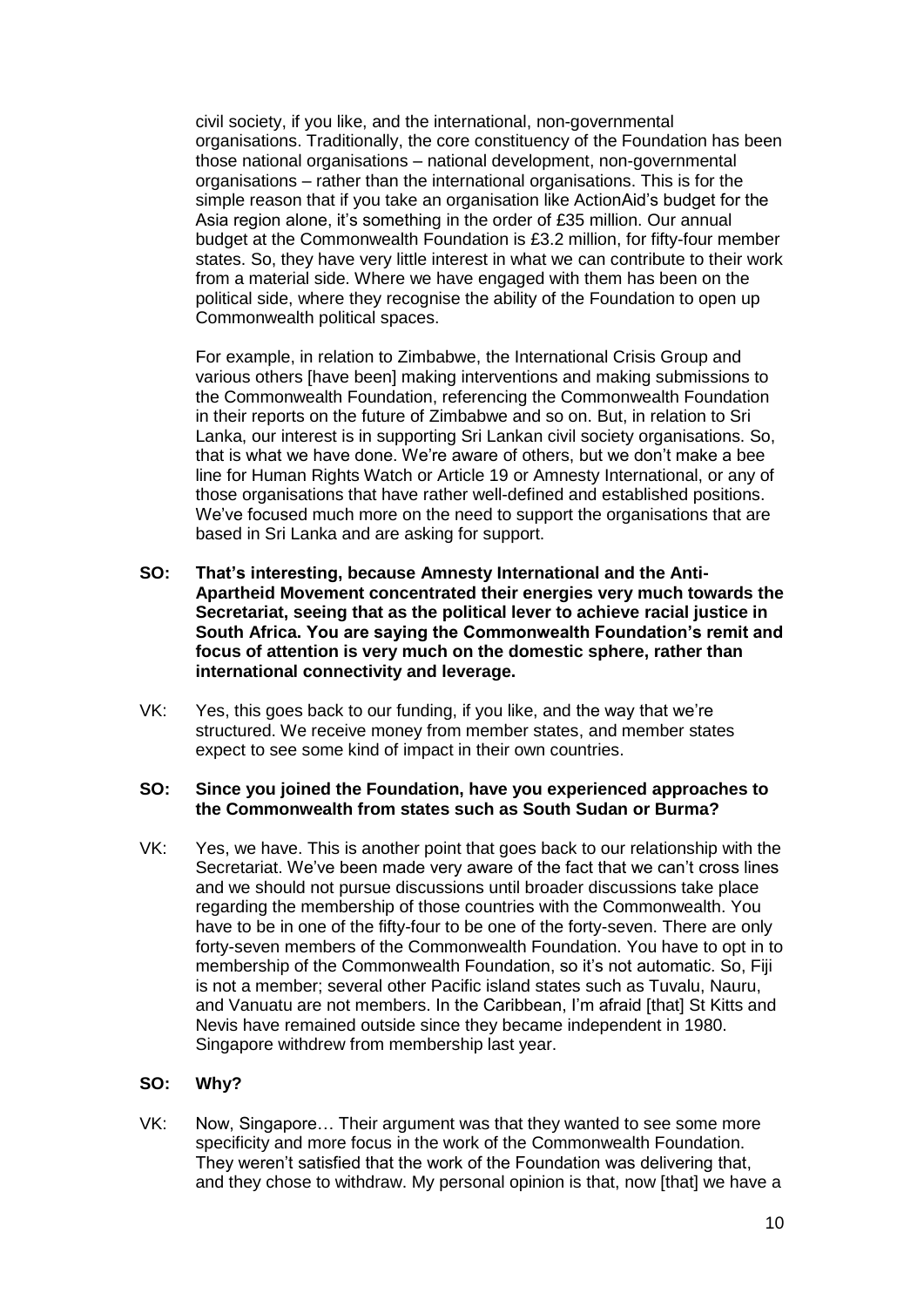civil society, if you like, and the international, non-governmental organisations. Traditionally, the core constituency of the Foundation has been those national organisations – national development, non-governmental organisations – rather than the international organisations. This is for the simple reason that if you take an organisation like ActionAid's budget for the Asia region alone, it's something in the order of £35 million. Our annual budget at the Commonwealth Foundation is £3.2 million, for fifty-four member states. So, they have very little interest in what we can contribute to their work from a material side. Where we have engaged with them has been on the political side, where they recognise the ability of the Foundation to open up Commonwealth political spaces.

For example, in relation to Zimbabwe, the International Crisis Group and various others [have been] making interventions and making submissions to the Commonwealth Foundation, referencing the Commonwealth Foundation in their reports on the future of Zimbabwe and so on. But, in relation to Sri Lanka, our interest is in supporting Sri Lankan civil society organisations. So, that is what we have done. We're aware of others, but we don't make a bee line for Human Rights Watch or Article 19 or Amnesty International, or any of those organisations that have rather well-defined and established positions. We've focused much more on the need to support the organisations that are based in Sri Lanka and are asking for support.

**SO: That's interesting, because Amnesty International and the Anti-Apartheid Movement concentrated their energies very much towards the Secretariat, seeing that as the political lever to achieve racial justice in South Africa. You are saying the Commonwealth Foundation's remit and focus of attention is very much on the domestic sphere, rather than international connectivity and leverage.**

VK: Yes, this goes back to our funding, if you like, and the way that we're structured. We receive money from member states, and member states expect to see some kind of impact in their own countries.

**SO: Since you joined the Foundation, have you experienced approaches to the Commonwealth from states such as South Sudan or Burma?**

VK: Yes, we have. This is another point that goes back to our relationship with the Secretariat. We've been made very aware of the fact that we can't cross lines and we should not pursue discussions until broader discussions take place regarding the membership of those countries with the Commonwealth. You have to be in one of the fifty-four to be one of the forty-seven. There are only forty-seven members of the Commonwealth Foundation. You have to opt in to membership of the Commonwealth Foundation, so it's not automatic. So, Fiji is not a member; several other Pacific island states such as Tuvalu, Nauru, and Vanuatu are not members. In the Caribbean, I'm afraid [that] St Kitts and Nevis have remained outside since they became independent in 1980. Singapore withdrew from membership last year.

**SO: Why?**

VK: Now, Singapore… Their argument was that they wanted to see some more specificity and more focus in the work of the Commonwealth Foundation. They weren't satisfied that the work of the Foundation was delivering that, and they chose to withdraw. My personal opinion is that, now [that] we have a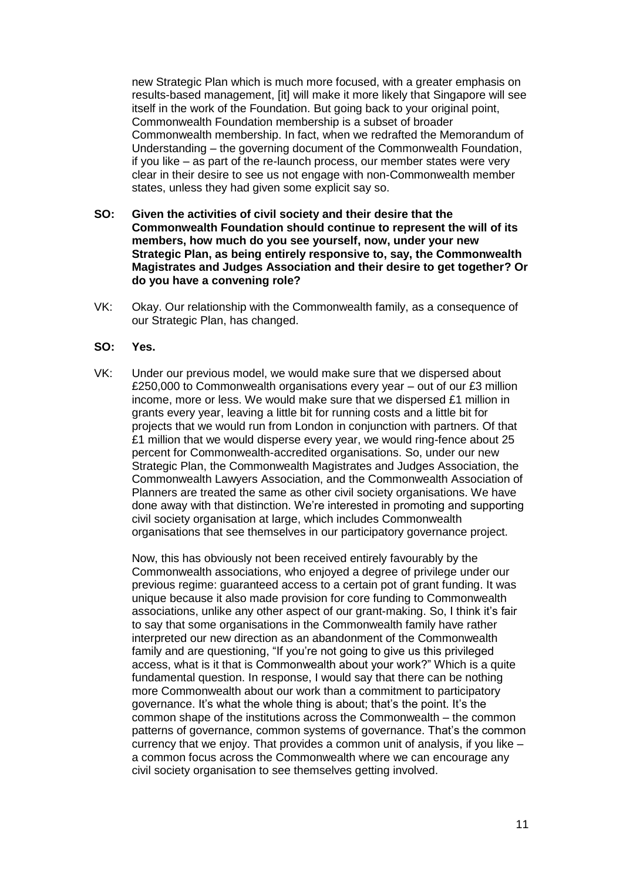new Strategic Plan which is much more focused, with a greater emphasis on results-based management, [it] will make it more likely that Singapore will see itself in the work of the Foundation. But going back to your original point, Commonwealth Foundation membership is a subset of broader Commonwealth membership. In fact, when we redrafted the Memorandum of Understanding – the governing document of the Commonwealth Foundation, if you like – as part of the re-launch process, our member states were very clear in their desire to see us not engage with non-Commonwealth member states, unless they had given some explicit say so.

**SO: Given the activities of civil society and their desire that the Commonwealth Foundation should continue to represent the will of its members, how much do you see yourself, now, under your new Strategic Plan, as being entirely responsive to, say, the Commonwealth Magistrates and Judges Association and their desire to get together? Or do you have a convening role?**

VK: Okay. Our relationship with the Commonwealth family, as a consequence of our Strategic Plan, has changed.

**SO: Yes.**

VK: Under our previous model, we would make sure that we dispersed about £250,000 to Commonwealth organisations every year – out of our £3 million income, more or less. We would make sure that we dispersed £1 million in grants every year, leaving a little bit for running costs and a little bit for projects that we would run from London in conjunction with partners. Of that £1 million that we would disperse every year, we would ring-fence about 25 percent for Commonwealth-accredited organisations. So, under our new Strategic Plan, the Commonwealth Magistrates and Judges Association, the Commonwealth Lawyers Association, and the Commonwealth Association of Planners are treated the same as other civil society organisations. We have done away with that distinction. We're interested in promoting and supporting civil society organisation at large, which includes Commonwealth organisations that see themselves in our participatory governance project.

Now, this has obviously not been received entirely favourably by the Commonwealth associations, who enjoyed a degree of privilege under our previous regime: guaranteed access to a certain pot of grant funding. It was unique because it also made provision for core funding to Commonwealth associations, unlike any other aspect of our grant-making. So, I think it's fair to say that some organisations in the Commonwealth family have rather interpreted our new direction as an abandonment of the Commonwealth family and are questioning, "If you're not going to give us this privileged access, what is it that is Commonwealth about your work?" Which is a quite fundamental question. In response, I would say that there can be nothing more Commonwealth about our work than a commitment to participatory governance. It's what the whole thing is about; that's the point. It's the common shape of the institutions across the Commonwealth – the common patterns of governance, common systems of governance. That's the common currency that we enjoy. That provides a common unit of analysis, if you like – a common focus across the Commonwealth where we can encourage any civil society organisation to see themselves getting involved.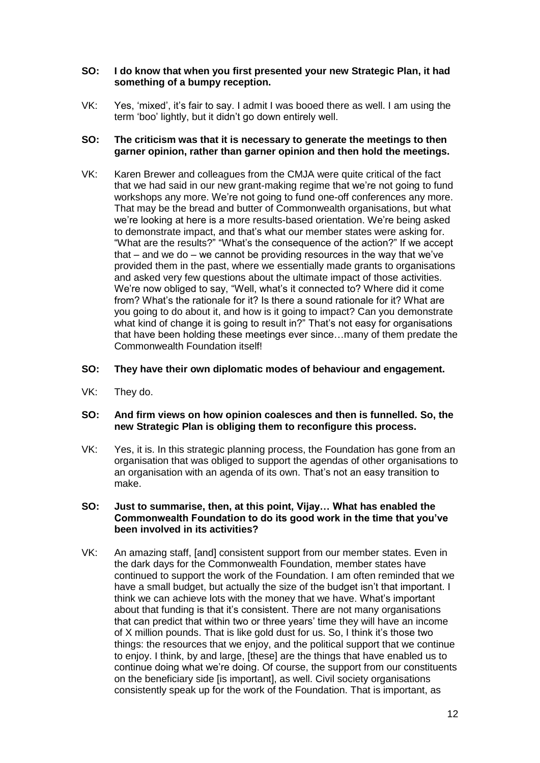**SO: I do know that when you first presented your new Strategic Plan, it had something of a bumpy reception.**

VK: Yes, 'mixed', it's fair to say. I admit I was booed there as well. I am using the term 'boo' lightly, but it didn't go down entirely well.

**SO: The criticism was that it is necessary to generate the meetings to then garner opinion, rather than garner opinion and then hold the meetings.**

VK: Karen Brewer and colleagues from the CMJA were quite critical of the fact that we had said in our new grant-making regime that we're not going to fund workshops any more. We're not going to fund one-off conferences any more. That may be the bread and butter of Commonwealth organisations, but what we're looking at here is a more results-based orientation. We're being asked to demonstrate impact, and that's what our member states were asking for. "What are the results?" "What's the consequence of the action?" If we accept that – and we do – we cannot be providing resources in the way that we've provided them in the past, where we essentially made grants to organisations and asked very few questions about the ultimate impact of those activities. We're now obliged to say, "Well, what's it connected to? Where did it come from? What's the rationale for it? Is there a sound rationale for it? What are you going to do about it, and how is it going to impact? Can you demonstrate what kind of change it is going to result in?" That's not easy for organisations that have been holding these meetings ever since…many of them predate the Commonwealth Foundation itself!

**SO: They have their own diplomatic modes of behaviour and engagement.**

VK: They do.

**SO: And firm views on how opinion coalesces and then is funnelled. So, the new Strategic Plan is obliging them to reconfigure this process.**

VK: Yes, it is. In this strategic planning process, the Foundation has gone from an organisation that was obliged to support the agendas of other organisations to an organisation with an agenda of its own. That's not an easy transition to make.

**SO: Just to summarise, then, at this point, Vijay… What has enabled the Commonwealth Foundation to do its good work in the time that you've been involved in its activities?**

VK: An amazing staff, [and] consistent support from our member states. Even in the dark days for the Commonwealth Foundation, member states have continued to support the work of the Foundation. I am often reminded that we have a small budget, but actually the size of the budget isn't that important. I think we can achieve lots with the money that we have. What's important about that funding is that it's consistent. There are not many organisations that can predict that within two or three years' time they will have an income of X million pounds. That is like gold dust for us. So, I think it's those two things: the resources that we enjoy, and the political support that we continue to enjoy. I think, by and large, [these] are the things that have enabled us to continue doing what we're doing. Of course, the support from our constituents on the beneficiary side [is important], as well. Civil society organisations consistently speak up for the work of the Foundation. That is important, as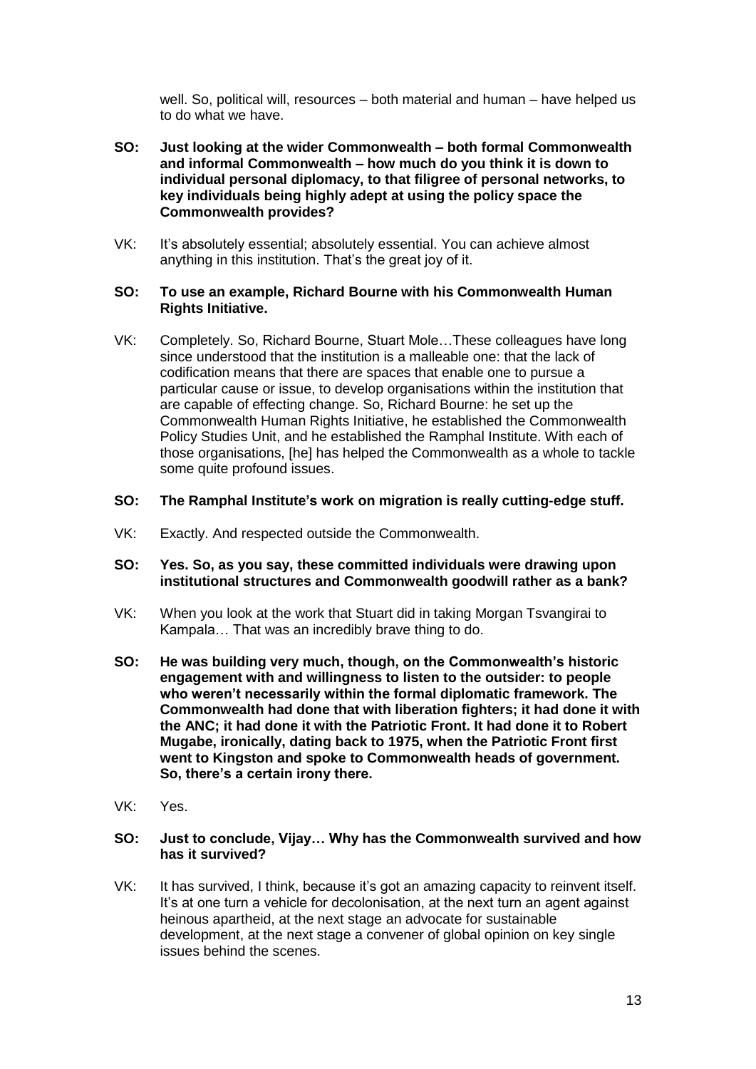well. So, political will, resources – both material and human – have helped us to do what we have.

**SO: Just looking at the wider Commonwealth – both formal Commonwealth and informal Commonwealth – how much do you think it is down to individual personal diplomacy, to that filigree of personal networks, to key individuals being highly adept at using the policy space the Commonwealth provides?**

VK: It's absolutely essential; absolutely essential. You can achieve almost anything in this institution. That's the great joy of it.

**SO: To use an example, Richard Bourne with his Commonwealth Human Rights Initiative.**

VK: Completely. So, Richard Bourne, Stuart Mole…These colleagues have long since understood that the institution is a malleable one: that the lack of codification means that there are spaces that enable one to pursue a particular cause or issue, to develop organisations within the institution that are capable of effecting change. So, Richard Bourne: he set up the Commonwealth Human Rights Initiative, he established the Commonwealth Policy Studies Unit, and he established the Ramphal Institute. With each of those organisations, [he] has helped the Commonwealth as a whole to tackle some quite profound issues.

**SO: The Ramphal Institute's work on migration is really cutting-edge stuff.**

VK: Exactly. And respected outside the Commonwealth.

**SO: Yes. So, as you say, these committed individuals were drawing upon institutional structures and Commonwealth goodwill rather as a bank?**

VK: When you look at the work that Stuart did in taking Morgan Tsvangirai to Kampala… That was an incredibly brave thing to do.

**SO: He was building very much, though, on the Commonwealth's historic engagement with and willingness to listen to the outsider: to people who weren't necessarily within the formal diplomatic framework. The Commonwealth had done that with liberation fighters; it had done it with the ANC; it had done it with the Patriotic Front. It had done it to Robert Mugabe, ironically, dating back to 1975, when the Patriotic Front first went to Kingston and spoke to Commonwealth heads of government. So, there's a certain irony there.**

VK: Yes.

**SO: Just to conclude, Vijay… Why has the Commonwealth survived and how has it survived?**

VK: It has survived, I think, because it's got an amazing capacity to reinvent itself. It's at one turn a vehicle for decolonisation, at the next turn an agent against heinous apartheid, at the next stage an advocate for sustainable development, at the next stage a convener of global opinion on key single issues behind the scenes.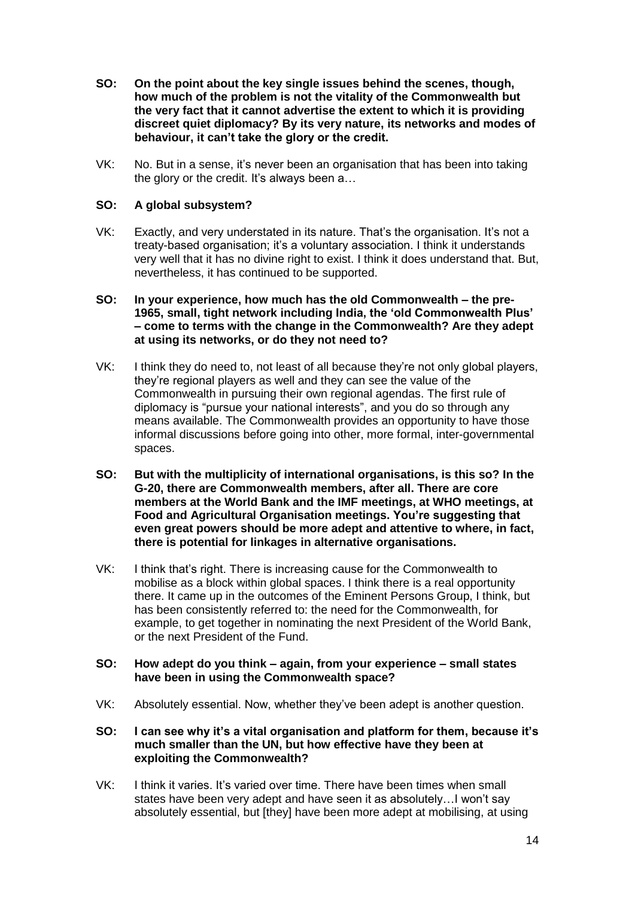**SO: On the point about the key single issues behind the scenes, though, how much of the problem is not the vitality of the Commonwealth but the very fact that it cannot advertise the extent to which it is providing discreet quiet diplomacy? By its very nature, its networks and modes of behaviour, it can't take the glory or the credit.**

VK: No. But in a sense, it's never been an organisation that has been into taking the glory or the credit. It's always been a…

**SO: A global subsystem?**

VK: Exactly, and very understated in its nature. That's the organisation. It's not a treaty-based organisation; it's a voluntary association. I think it understands very well that it has no divine right to exist. I think it does understand that. But, nevertheless, it has continued to be supported.

**SO: In your experience, how much has the old Commonwealth – the pre-1965, small, tight network including India, the 'old Commonwealth Plus' – come to terms with the change in the Commonwealth? Are they adept at using its networks, or do they not need to?**

VK: I think they do need to, not least of all because they're not only global players, they're regional players as well and they can see the value of the Commonwealth in pursuing their own regional agendas. The first rule of diplomacy is "pursue your national interests", and you do so through any means available. The Commonwealth provides an opportunity to have those informal discussions before going into other, more formal, inter-governmental spaces.

**SO: But with the multiplicity of international organisations, is this so? In the G-20, there are Commonwealth members, after all. There are core members at the World Bank and the IMF meetings, at WHO meetings, at Food and Agricultural Organisation meetings. You're suggesting that even great powers should be more adept and attentive to where, in fact, there is potential for linkages in alternative organisations.**

VK: I think that's right. There is increasing cause for the Commonwealth to mobilise as a block within global spaces. I think there is a real opportunity there. It came up in the outcomes of the Eminent Persons Group, I think, but has been consistently referred to: the need for the Commonwealth, for example, to get together in nominating the next President of the World Bank, or the next President of the Fund.

**SO: How adept do you think – again, from your experience – small states have been in using the Commonwealth space?**

VK: Absolutely essential. Now, whether they've been adept is another question.

**SO: I can see why it's a vital organisation and platform for them, because it's much smaller than the UN, but how effective have they been at exploiting the Commonwealth?**

VK: I think it varies. It's varied over time. There have been times when small states have been very adept and have seen it as absolutely…I won't say absolutely essential, but [they] have been more adept at mobilising, at using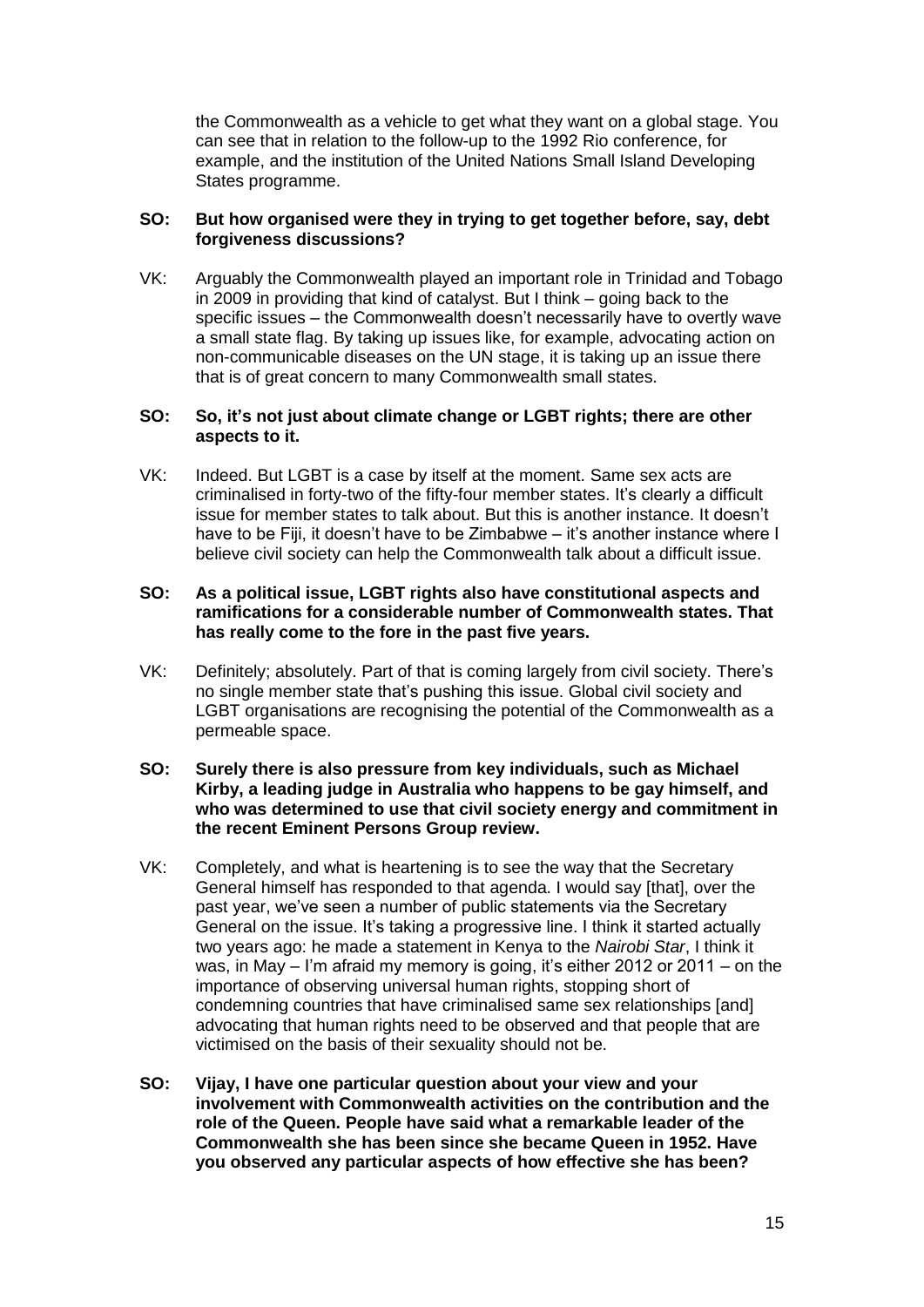the Commonwealth as a vehicle to get what they want on a global stage. You can see that in relation to the follow-up to the 1992 Rio conference, for example, and the institution of the United Nations Small Island Developing States programme.

**SO: But how organised were they in trying to get together before, say, debt forgiveness discussions?**

VK: Arguably the Commonwealth played an important role in Trinidad and Tobago in 2009 in providing that kind of catalyst. But I think – going back to the specific issues – the Commonwealth doesn't necessarily have to overtly wave a small state flag. By taking up issues like, for example, advocating action on non-communicable diseases on the UN stage, it is taking up an issue there that is of great concern to many Commonwealth small states.

**SO: So, it's not just about climate change or LGBT rights; there are other aspects to it.**

VK: Indeed. But LGBT is a case by itself at the moment. Same sex acts are criminalised in forty-two of the fifty-four member states. It's clearly a difficult issue for member states to talk about. But this is another instance. It doesn't have to be Fiji, it doesn't have to be Zimbabwe – it's another instance where I believe civil society can help the Commonwealth talk about a difficult issue.

**SO: As a political issue, LGBT rights also have constitutional aspects and ramifications for a considerable number of Commonwealth states. That has really come to the fore in the past five years.**

VK: Definitely; absolutely. Part of that is coming largely from civil society. There's no single member state that's pushing this issue. Global civil society and LGBT organisations are recognising the potential of the Commonwealth as a permeable space.

**SO: Surely there is also pressure from key individuals, such as Michael Kirby, a leading judge in Australia who happens to be gay himself, and who was determined to use that civil society energy and commitment in the recent Eminent Persons Group review.**

VK: Completely, and what is heartening is to see the way that the Secretary General himself has responded to that agenda. I would say [that], over the past year, we've seen a number of public statements via the Secretary General on the issue. It's taking a progressive line. I think it started actually two years ago: he made a statement in Kenya to the *Nairobi Star*, I think it was, in May – I'm afraid my memory is going, it's either 2012 or 2011 – on the importance of observing universal human rights, stopping short of condemning countries that have criminalised same sex relationships [and] advocating that human rights need to be observed and that people that are victimised on the basis of their sexuality should not be.

**SO: Vijay, I have one particular question about your view and your involvement with Commonwealth activities on the contribution and the role of the Queen. People have said what a remarkable leader of the Commonwealth she has been since she became Queen in 1952. Have you observed any particular aspects of how effective she has been?**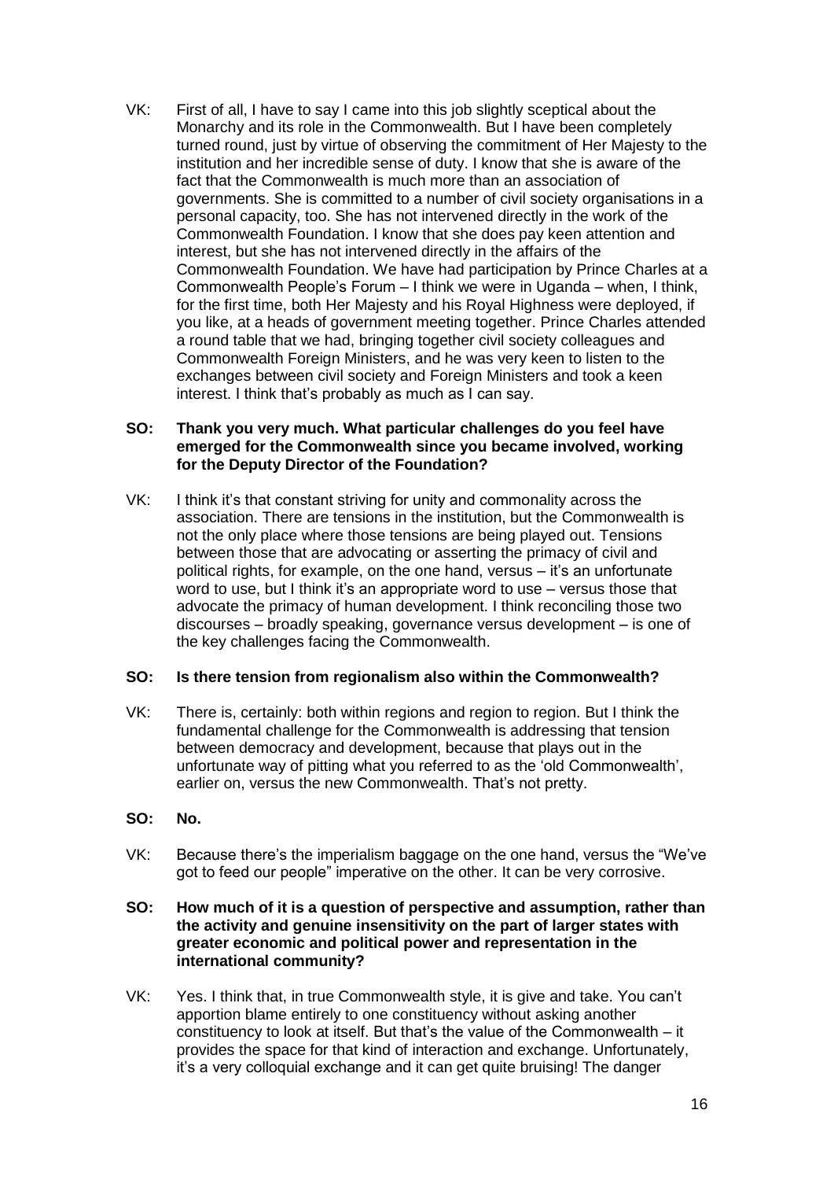VK: First of all, I have to say I came into this job slightly sceptical about the Monarchy and its role in the Commonwealth. But I have been completely turned round, just by virtue of observing the commitment of Her Majesty to the institution and her incredible sense of duty. I know that she is aware of the fact that the Commonwealth is much more than an association of governments. She is committed to a number of civil society organisations in a personal capacity, too. She has not intervened directly in the work of the Commonwealth Foundation. I know that she does pay keen attention and interest, but she has not intervened directly in the affairs of the Commonwealth Foundation. We have had participation by Prince Charles at a Commonwealth People's Forum – I think we were in Uganda – when, I think, for the first time, both Her Majesty and his Royal Highness were deployed, if you like, at a heads of government meeting together. Prince Charles attended a round table that we had, bringing together civil society colleagues and Commonwealth Foreign Ministers, and he was very keen to listen to the exchanges between civil society and Foreign Ministers and took a keen interest. I think that's probably as much as I can say.

**SO: Thank you very much. What particular challenges do you feel have emerged for the Commonwealth since you became involved, working for the Deputy Director of the Foundation?**

VK: I think it's that constant striving for unity and commonality across the association. There are tensions in the institution, but the Commonwealth is not the only place where those tensions are being played out. Tensions between those that are advocating or asserting the primacy of civil and political rights, for example, on the one hand, versus – it's an unfortunate word to use, but I think it's an appropriate word to use – versus those that advocate the primacy of human development. I think reconciling those two discourses – broadly speaking, governance versus development – is one of the key challenges facing the Commonwealth.

**SO: Is there tension from regionalism also within the Commonwealth?**

VK: There is, certainly: both within regions and region to region. But I think the fundamental challenge for the Commonwealth is addressing that tension between democracy and development, because that plays out in the unfortunate way of pitting what you referred to as the 'old Commonwealth', earlier on, versus the new Commonwealth. That's not pretty.

**SO: No.**

VK: Because there's the imperialism baggage on the one hand, versus the "We've got to feed our people" imperative on the other. It can be very corrosive.

**SO: How much of it is a question of perspective and assumption, rather than the activity and genuine insensitivity on the part of larger states with greater economic and political power and representation in the international community?**

VK: Yes. I think that, in true Commonwealth style, it is give and take. You can't apportion blame entirely to one constituency without asking another constituency to look at itself. But that's the value of the Commonwealth – it provides the space for that kind of interaction and exchange. Unfortunately, it's a very colloquial exchange and it can get quite bruising! The danger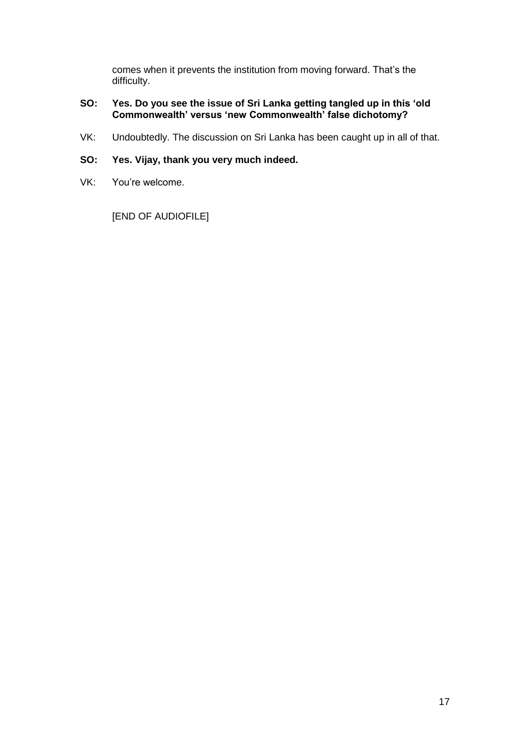comes when it prevents the institution from moving forward. That's the difficulty.

**SO: Yes. Do you see the issue of Sri Lanka getting tangled up in this 'old Commonwealth' versus 'new Commonwealth' false dichotomy?**

VK: Undoubtedly. The discussion on Sri Lanka has been caught up in all of that.

**SO: Yes. Vijay, thank you very much indeed.**

VK: You're welcome.

[END OF AUDIOFILE]